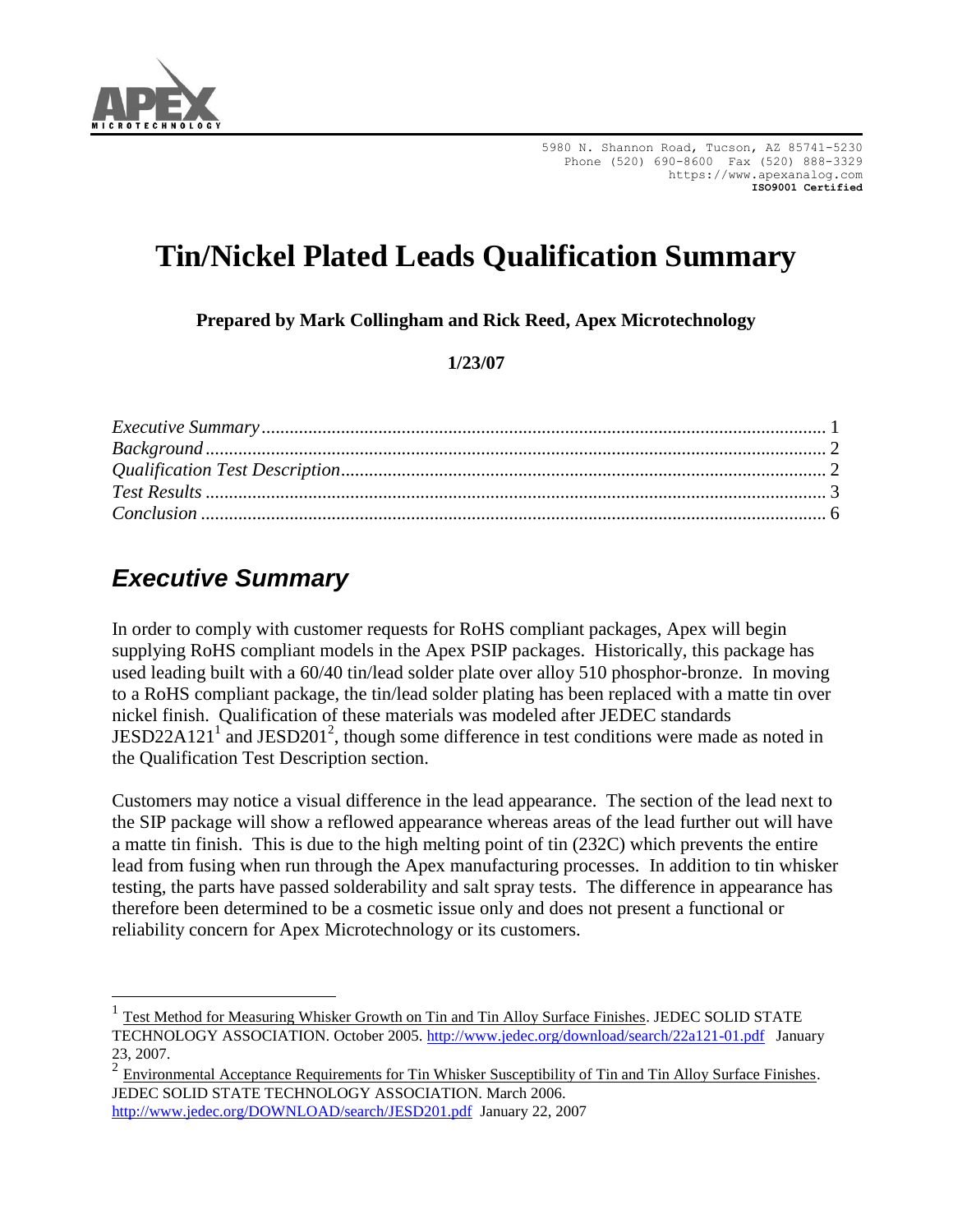APEX MICROTECHNOLOGY

5980 N. Shannon Road, Tucson, AZ 85741-5230
Phone (520) 690-8600 Fax (520) 888-3329
https://www.apexanalog.com
**ISO9001 Certified**

# Tin/Nickel Plated Leads Qualification Summary

**Prepared by Mark Collingham and Rick Reed, Apex Microtechnology**

**1/23/07**

*Executive Summary* ........ 1
*Background* ........ 2
*Qualification Test Description* ........ 2
*Test Results* ........ 3
*Conclusion* ........ 6

## *Executive Summary*

In order to comply with customer requests for RoHS compliant packages, Apex will begin supplying RoHS compliant models in the Apex PSIP packages. Historically, this package has used leading built with a 60/40 tin/lead solder plate over alloy 510 phosphor-bronze. In moving to a RoHS compliant package, the tin/lead solder plating has been replaced with a matte tin over nickel finish. Qualification of these materials was modeled after JEDEC standards JESD22A121[1] and JESD201[2], though some difference in test conditions were made as noted in the Qualification Test Description section.

Customers may notice a visual difference in the lead appearance. The section of the lead next to the SIP package will show a reflowed appearance whereas areas of the lead further out will have a matte tin finish. This is due to the high melting point of tin (232C) which prevents the entire lead from fusing when run through the Apex manufacturing processes. In addition to tin whisker testing, the parts have passed solderability and salt spray tests. The difference in appearance has therefore been determined to be a cosmetic issue only and does not present a functional or reliability concern for Apex Microtechnology or its customers.

---

[1] Test Method for Measuring Whisker Growth on Tin and Tin Alloy Surface Finishes. JEDEC SOLID STATE TECHNOLOGY ASSOCIATION. October 2005. http://www.jedec.org/download/search/22a121-01.pdf January 23, 2007.

[2] Environmental Acceptance Requirements for Tin Whisker Susceptibility of Tin and Tin Alloy Surface Finishes. JEDEC SOLID STATE TECHNOLOGY ASSOCIATION. March 2006. http://www.jedec.org/DOWNLOAD/search/JESD201.pdf January 22, 2007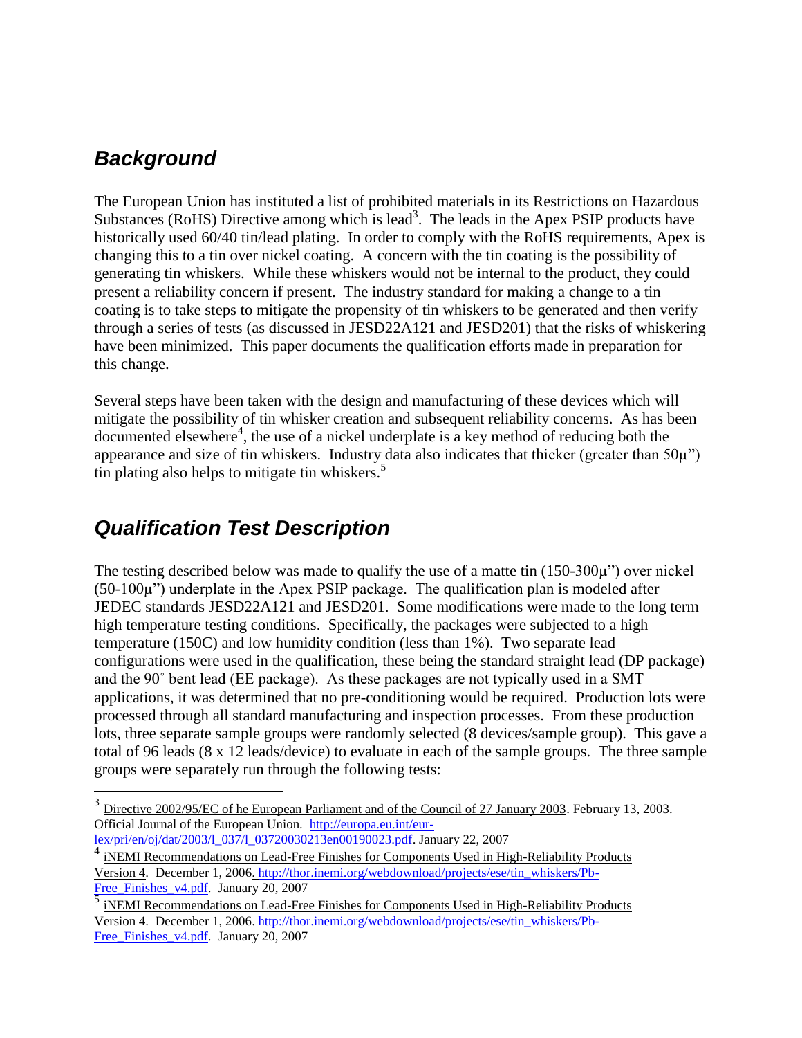## Background

The European Union has instituted a list of prohibited materials in its Restrictions on Hazardous Substances (RoHS) Directive among which is lead[3]. The leads in the Apex PSIP products have historically used 60/40 tin/lead plating. In order to comply with the RoHS requirements, Apex is changing this to a tin over nickel coating. A concern with the tin coating is the possibility of generating tin whiskers. While these whiskers would not be internal to the product, they could present a reliability concern if present. The industry standard for making a change to a tin coating is to take steps to mitigate the propensity of tin whiskers to be generated and then verify through a series of tests (as discussed in JESD22A121 and JESD201) that the risks of whiskering have been minimized. This paper documents the qualification efforts made in preparation for this change.

Several steps have been taken with the design and manufacturing of these devices which will mitigate the possibility of tin whisker creation and subsequent reliability concerns. As has been documented elsewhere[4], the use of a nickel underplate is a key method of reducing both the appearance and size of tin whiskers. Industry data also indicates that thicker (greater than 50μ") tin plating also helps to mitigate tin whiskers.[5]

## Qualification Test Description

The testing described below was made to qualify the use of a matte tin (150-300μ") over nickel (50-100μ") underplate in the Apex PSIP package. The qualification plan is modeled after JEDEC standards JESD22A121 and JESD201. Some modifications were made to the long term high temperature testing conditions. Specifically, the packages were subjected to a high temperature (150C) and low humidity condition (less than 1%). Two separate lead configurations were used in the qualification, these being the standard straight lead (DP package) and the 90˚ bent lead (EE package). As these packages are not typically used in a SMT applications, it was determined that no pre-conditioning would be required. Production lots were processed through all standard manufacturing and inspection processes. From these production lots, three separate sample groups were randomly selected (8 devices/sample group). This gave a total of 96 leads (8 x 12 leads/device) to evaluate in each of the sample groups. The three sample groups were separately run through the following tests:

---

[3] Directive 2002/95/EC of he European Parliament and of the Council of 27 January 2003. February 13, 2003. Official Journal of the European Union. http://europa.eu.int/eur-lex/pri/en/oj/dat/2003/l_037/l_03720030213en00190023.pdf. January 22, 2007

[4] iNEMI Recommendations on Lead-Free Finishes for Components Used in High-Reliability Products Version 4. December 1, 2006. http://thor.inemi.org/webdownload/projects/ese/tin_whiskers/Pb-Free_Finishes_v4.pdf. January 20, 2007

[5] iNEMI Recommendations on Lead-Free Finishes for Components Used in High-Reliability Products Version 4. December 1, 2006. http://thor.inemi.org/webdownload/projects/ese/tin_whiskers/Pb-Free_Finishes_v4.pdf. January 20, 2007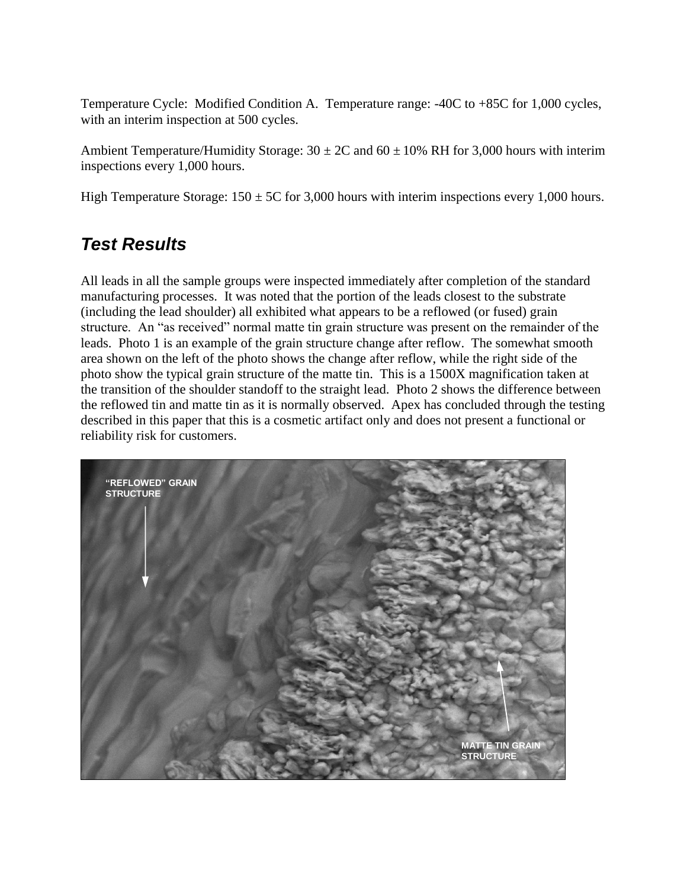Temperature Cycle: Modified Condition A. Temperature range: -40C to +85C for 1,000 cycles, with an interim inspection at 500 cycles.

Ambient Temperature/Humidity Storage: 30 ± 2C and 60 ± 10% RH for 3,000 hours with interim inspections every 1,000 hours.

High Temperature Storage: 150 ± 5C for 3,000 hours with interim inspections every 1,000 hours.

## *Test Results*

All leads in all the sample groups were inspected immediately after completion of the standard manufacturing processes. It was noted that the portion of the leads closest to the substrate (including the lead shoulder) all exhibited what appears to be a reflowed (or fused) grain structure. An "as received" normal matte tin grain structure was present on the remainder of the leads. Photo 1 is an example of the grain structure change after reflow. The somewhat smooth area shown on the left of the photo shows the change after reflow, while the right side of the photo show the typical grain structure of the matte tin. This is a 1500X magnification taken at the transition of the shoulder standoff to the straight lead. Photo 2 shows the difference between the reflowed tin and matte tin as it is normally observed. Apex has concluded through the testing described in this paper that this is a cosmetic artifact only and does not present a functional or reliability risk for customers.

"REFLOWED" GRAIN STRUCTURE

MATTE TIN GRAIN STRUCTURE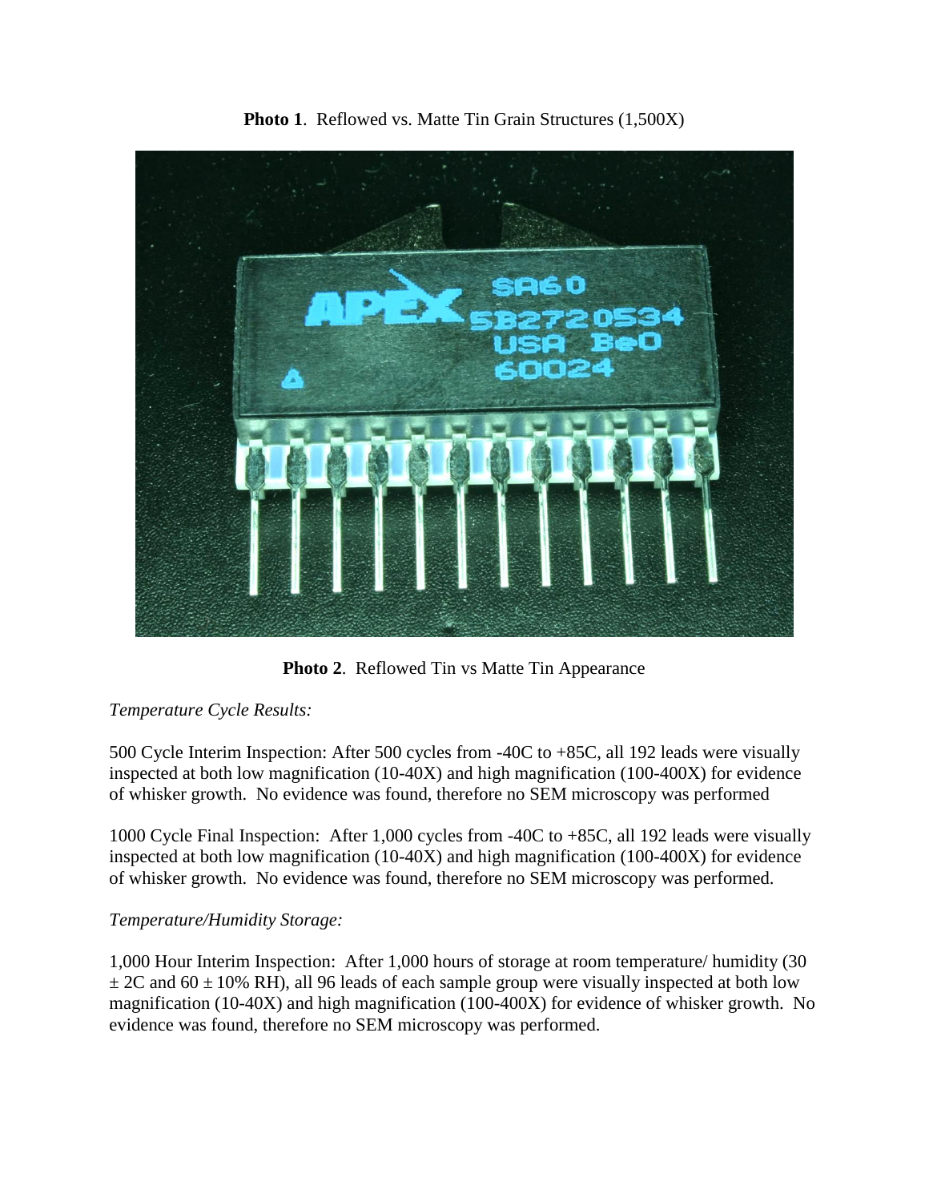**Photo 1**. Reflowed vs. Matte Tin Grain Structures (1,500X)

**Photo 2**. Reflowed Tin vs Matte Tin Appearance

*Temperature Cycle Results:*

500 Cycle Interim Inspection: After 500 cycles from -40C to +85C, all 192 leads were visually inspected at both low magnification (10-40X) and high magnification (100-400X) for evidence of whisker growth. No evidence was found, therefore no SEM microscopy was performed

1000 Cycle Final Inspection: After 1,000 cycles from -40C to +85C, all 192 leads were visually inspected at both low magnification (10-40X) and high magnification (100-400X) for evidence of whisker growth. No evidence was found, therefore no SEM microscopy was performed.

*Temperature/Humidity Storage:*

1,000 Hour Interim Inspection: After 1,000 hours of storage at room temperature/ humidity (30 ± 2C and 60 ± 10% RH), all 96 leads of each sample group were visually inspected at both low magnification (10-40X) and high magnification (100-400X) for evidence of whisker growth. No evidence was found, therefore no SEM microscopy was performed.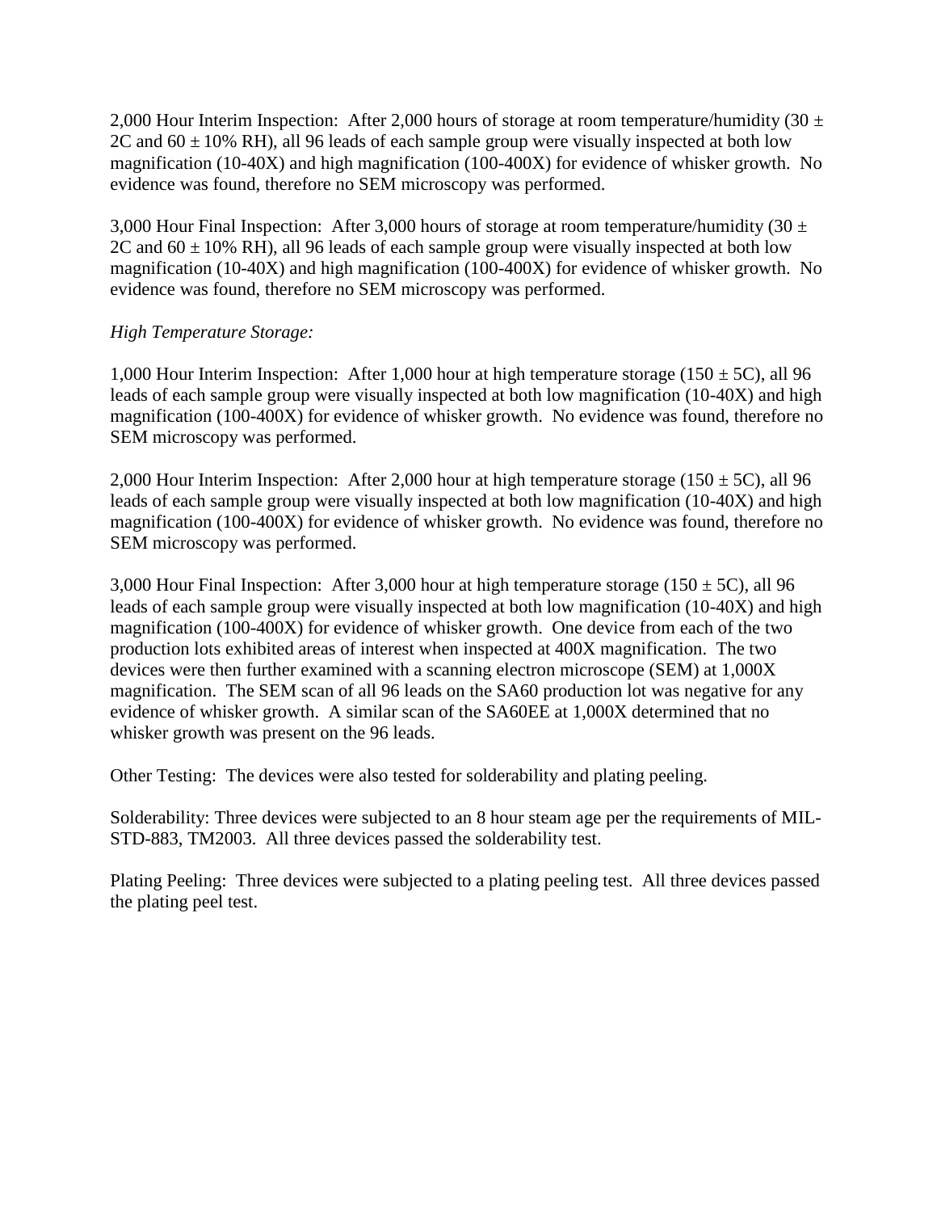2,000 Hour Interim Inspection: After 2,000 hours of storage at room temperature/humidity (30 ± 2C and 60 ± 10% RH), all 96 leads of each sample group were visually inspected at both low magnification (10-40X) and high magnification (100-400X) for evidence of whisker growth. No evidence was found, therefore no SEM microscopy was performed.

3,000 Hour Final Inspection: After 3,000 hours of storage at room temperature/humidity (30 ± 2C and 60 ± 10% RH), all 96 leads of each sample group were visually inspected at both low magnification (10-40X) and high magnification (100-400X) for evidence of whisker growth. No evidence was found, therefore no SEM microscopy was performed.

*High Temperature Storage:*

1,000 Hour Interim Inspection: After 1,000 hour at high temperature storage (150 ± 5C), all 96 leads of each sample group were visually inspected at both low magnification (10-40X) and high magnification (100-400X) for evidence of whisker growth. No evidence was found, therefore no SEM microscopy was performed.

2,000 Hour Interim Inspection: After 2,000 hour at high temperature storage (150 ± 5C), all 96 leads of each sample group were visually inspected at both low magnification (10-40X) and high magnification (100-400X) for evidence of whisker growth. No evidence was found, therefore no SEM microscopy was performed.

3,000 Hour Final Inspection: After 3,000 hour at high temperature storage (150 ± 5C), all 96 leads of each sample group were visually inspected at both low magnification (10-40X) and high magnification (100-400X) for evidence of whisker growth. One device from each of the two production lots exhibited areas of interest when inspected at 400X magnification. The two devices were then further examined with a scanning electron microscope (SEM) at 1,000X magnification. The SEM scan of all 96 leads on the SA60 production lot was negative for any evidence of whisker growth. A similar scan of the SA60EE at 1,000X determined that no whisker growth was present on the 96 leads.

Other Testing: The devices were also tested for solderability and plating peeling.

Solderability: Three devices were subjected to an 8 hour steam age per the requirements of MIL-STD-883, TM2003. All three devices passed the solderability test.

Plating Peeling: Three devices were subjected to a plating peeling test. All three devices passed the plating peel test.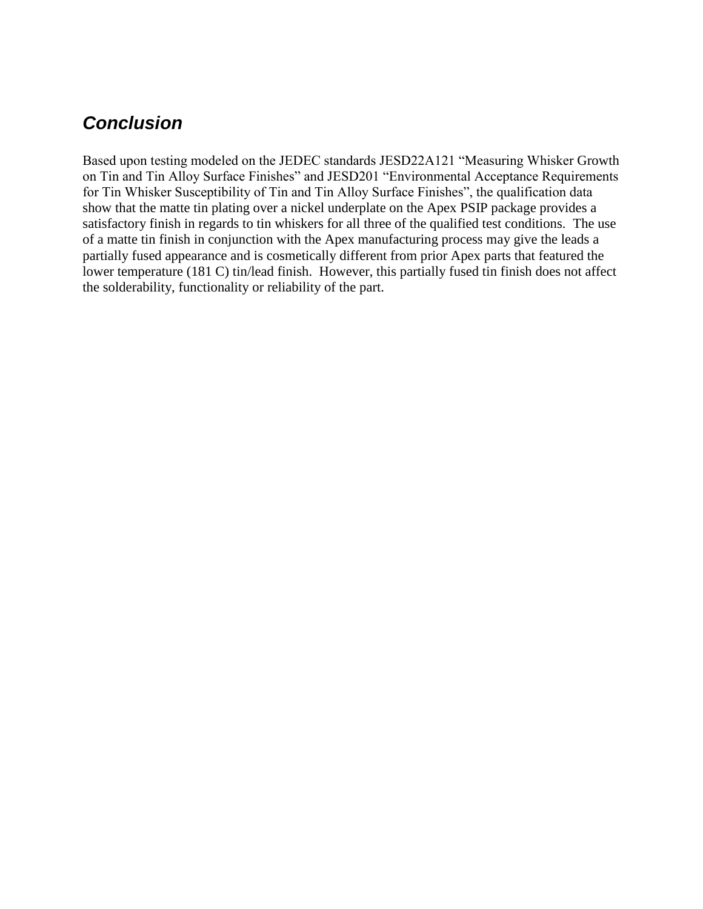## *Conclusion*

Based upon testing modeled on the JEDEC standards JESD22A121 "Measuring Whisker Growth on Tin and Tin Alloy Surface Finishes" and JESD201 "Environmental Acceptance Requirements for Tin Whisker Susceptibility of Tin and Tin Alloy Surface Finishes", the qualification data show that the matte tin plating over a nickel underplate on the Apex PSIP package provides a satisfactory finish in regards to tin whiskers for all three of the qualified test conditions. The use of a matte tin finish in conjunction with the Apex manufacturing process may give the leads a partially fused appearance and is cosmetically different from prior Apex parts that featured the lower temperature (181 C) tin/lead finish. However, this partially fused tin finish does not affect the solderability, functionality or reliability of the part.